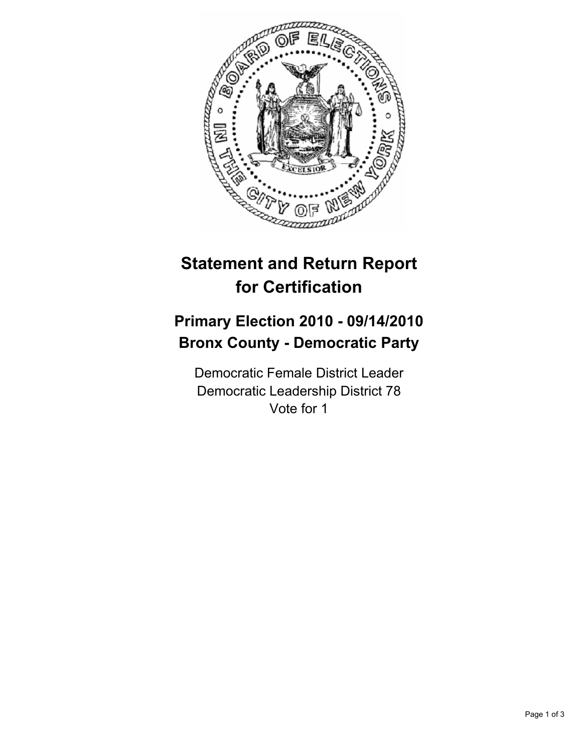# Statement and Return Report for Certification

## Primary Election 2010 - 09/14/2010
## Bronx County - Democratic Party

Democratic Female District Leader
Democratic Leadership District 78
Vote for 1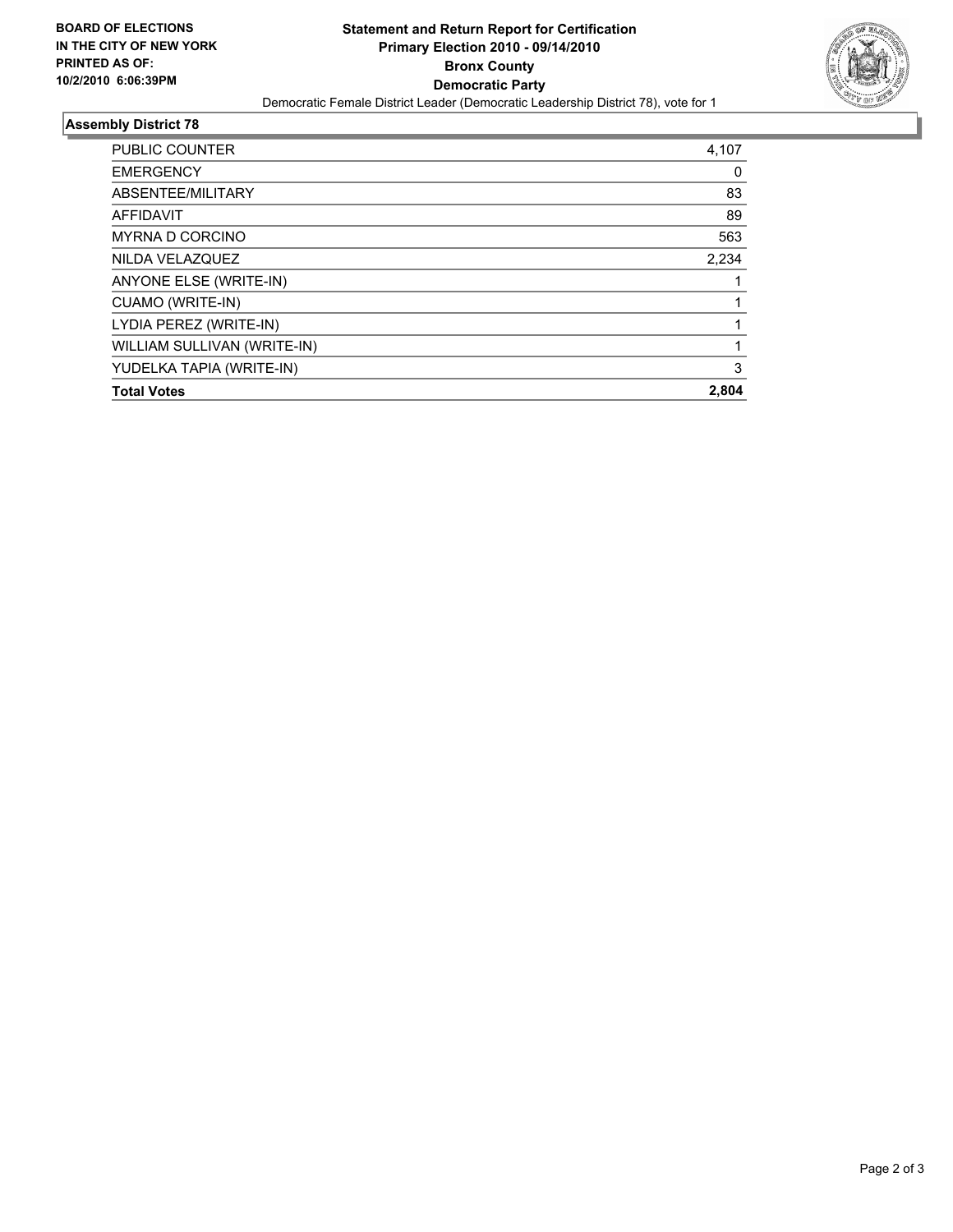**BOARD OF ELECTIONS IN THE CITY OF NEW YORK PRINTED AS OF: 10/2/2010 6:06:39PM**

# Statement and Return Report for Certification
## Primary Election 2010 - 09/14/2010
## Bronx County
## Democratic Party

Democratic Female District Leader (Democratic Leadership District 78), vote for 1

### Assembly District 78

| | |
|---|---|
| PUBLIC COUNTER | 4,107 |
| EMERGENCY | 0 |
| ABSENTEE/MILITARY | 83 |
| AFFIDAVIT | 89 |
| MYRNA D CORCINO | 563 |
| NILDA VELAZQUEZ | 2,234 |
| ANYONE ELSE (WRITE-IN) | 1 |
| CUAMO (WRITE-IN) | 1 |
| LYDIA PEREZ (WRITE-IN) | 1 |
| WILLIAM SULLIVAN (WRITE-IN) | 1 |
| YUDELKA TAPIA (WRITE-IN) | 3 |
| **Total Votes** | **2,804** |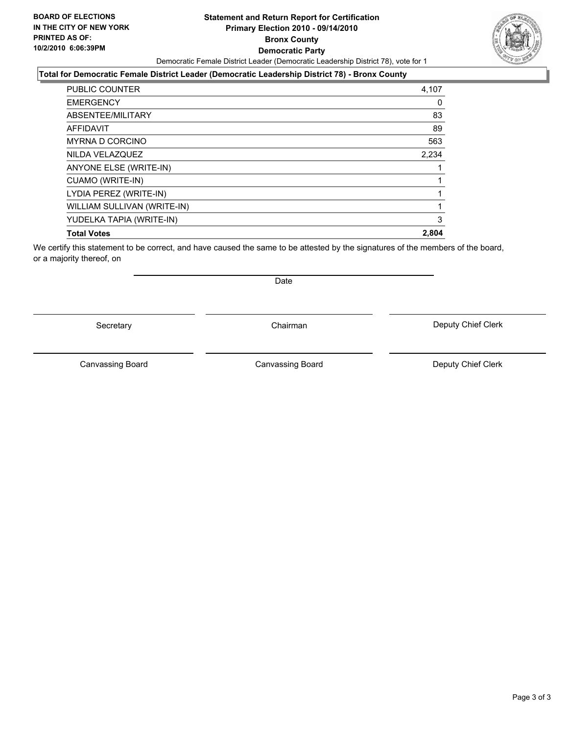**BOARD OF ELECTIONS IN THE CITY OF NEW YORK PRINTED AS OF: 10/2/2010 6:06:39PM**

# Statement and Return Report for Certification
## Primary Election 2010 - 09/14/2010
## Bronx County
## Democratic Party

Democratic Female District Leader (Democratic Leadership District 78), vote for 1

**Total for Democratic Female District Leader (Democratic Leadership District 78) - Bronx County**

| | |
|---|---|
| PUBLIC COUNTER | 4,107 |
| EMERGENCY | 0 |
| ABSENTEE/MILITARY | 83 |
| AFFIDAVIT | 89 |
| MYRNA D CORCINO | 563 |
| NILDA VELAZQUEZ | 2,234 |
| ANYONE ELSE (WRITE-IN) | 1 |
| CUAMO (WRITE-IN) | 1 |
| LYDIA PEREZ (WRITE-IN) | 1 |
| WILLIAM SULLIVAN (WRITE-IN) | 1 |
| YUDELKA TAPIA (WRITE-IN) | 3 |
| **Total Votes** | **2,804** |

We certify this statement to be correct, and have caused the same to be attested by the signatures of the members of the board, or a majority thereof, on

Date

Secretary

Chairman

Deputy Chief Clerk

Canvassing Board

Canvassing Board

Deputy Chief Clerk